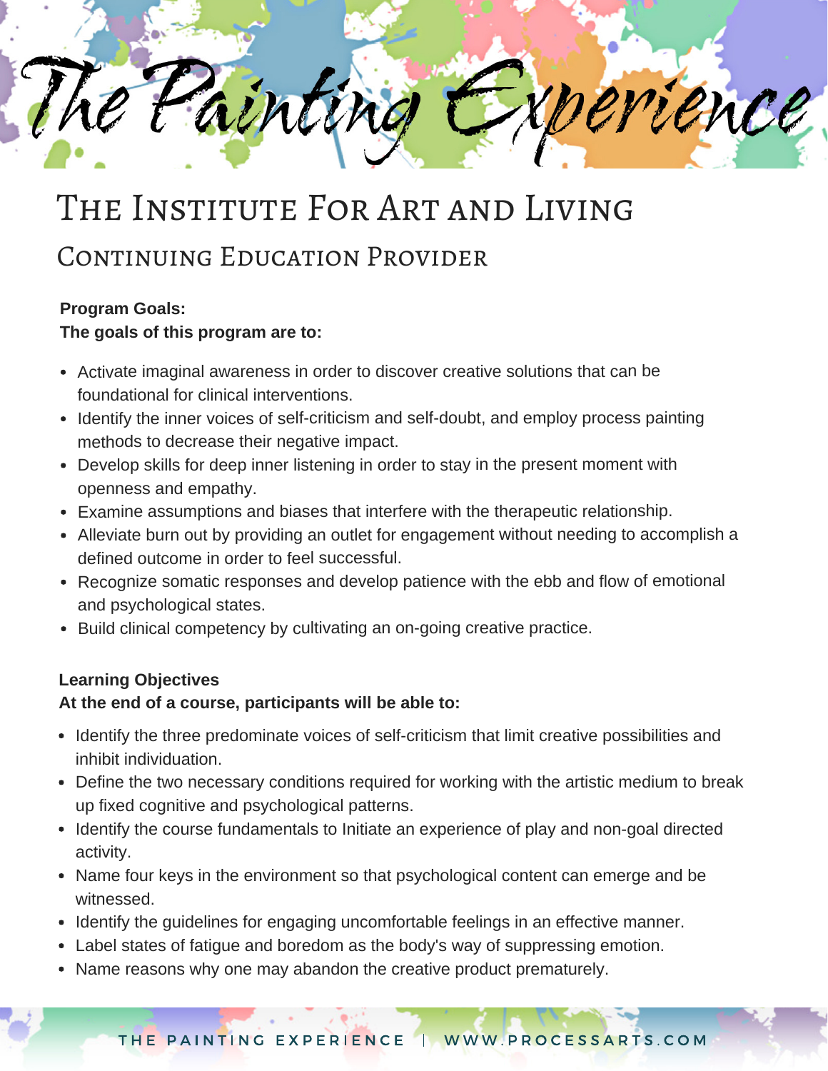# The Painting Experience

## The Institute For Art and Living

### Continuing Education Provider

**Program Goals:**
**The goals of this program are to:**

- Activate imaginal awareness in order to discover creative solutions that can be foundational for clinical interventions.
- Identify the inner voices of self-criticism and self-doubt, and employ process painting methods to decrease their negative impact.
- Develop skills for deep inner listening in order to stay in the present moment with openness and empathy.
- Examine assumptions and biases that interfere with the therapeutic relationship.
- Alleviate burn out by providing an outlet for engagement without needing to accomplish a defined outcome in order to feel successful.
- Recognize somatic responses and develop patience with the ebb and flow of emotional and psychological states.
- Build clinical competency by cultivating an on-going creative practice.

**Learning Objectives**
**At the end of a course, participants will be able to:**

- Identify the three predominate voices of self-criticism that limit creative possibilities and inhibit individuation.
- Define the two necessary conditions required for working with the artistic medium to break up fixed cognitive and psychological patterns.
- Identify the course fundamentals to Initiate an experience of play and non-goal directed activity.
- Name four keys in the environment so that psychological content can emerge and be witnessed.
- Identify the guidelines for engaging uncomfortable feelings in an effective manner.
- Label states of fatigue and boredom as the body's way of suppressing emotion.
- Name reasons why one may abandon the creative product prematurely.

THE PAINTING EXPERIENCE | WWW.PROCESSARTS.COM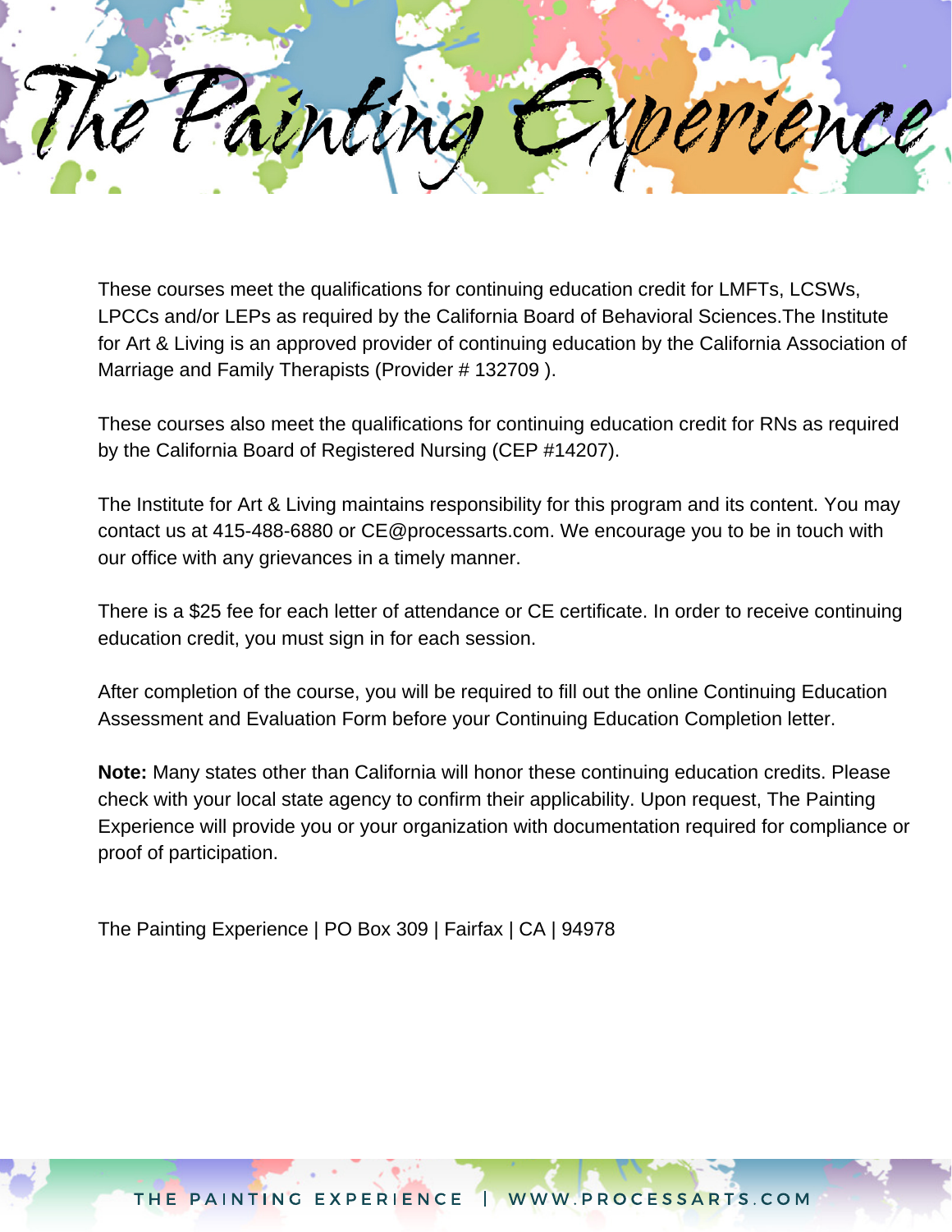# The Painting Experience

These courses meet the qualifications for continuing education credit for LMFTs, LCSWs, LPCCs and/or LEPs as required by the California Board of Behavioral Sciences.The Institute for Art & Living is an approved provider of continuing education by the California Association of Marriage and Family Therapists (Provider # 132709 ).

These courses also meet the qualifications for continuing education credit for RNs as required by the California Board of Registered Nursing (CEP #14207).

The Institute for Art & Living maintains responsibility for this program and its content. You may contact us at 415-488-6880 or CE@processarts.com. We encourage you to be in touch with our office with any grievances in a timely manner.

There is a $25 fee for each letter of attendance or CE certificate. In order to receive continuing education credit, you must sign in for each session.

After completion of the course, you will be required to fill out the online Continuing Education Assessment and Evaluation Form before your Continuing Education Completion letter.

**Note:** Many states other than California will honor these continuing education credits. Please check with your local state agency to confirm their applicability. Upon request, The Painting Experience will provide you or your organization with documentation required for compliance or proof of participation.

The Painting Experience | PO Box 309 | Fairfax | CA | 94978